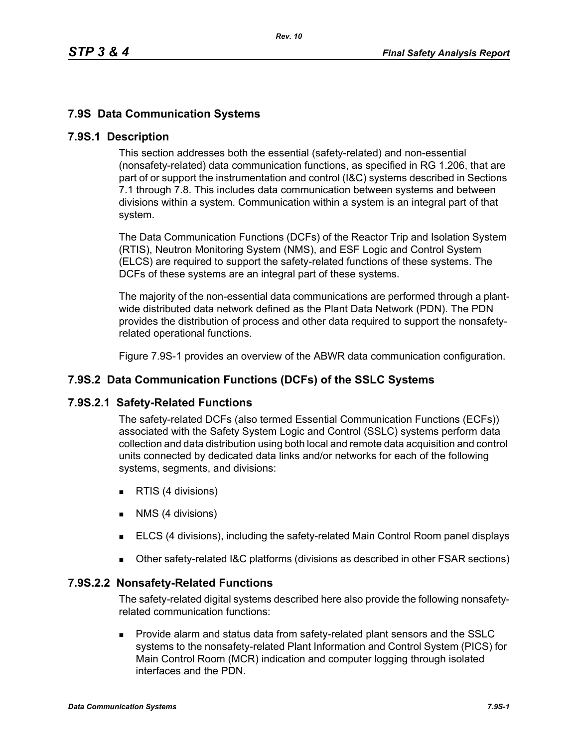## 7.9S Data Communication Systems

### 7.9S.1 Description

This section addresses both the essential (safety-related) and non-essential (nonsafety-related) data communication functions, as specified in RG 1.206, that are part of or support the instrumentation and control (I&C) systems described in Sections 7.1 through 7.8. This includes data communication between systems and between divisions within a system. Communication within a system is an integral part of that system.

The Data Communication Functions (DCFs) of the Reactor Trip and Isolation System (RTIS), Neutron Monitoring System (NMS), and ESF Logic and Control System (ELCS) are required to support the safety-related functions of these systems. The DCFs of these systems are an integral part of these systems.

The majority of the non-essential data communications are performed through a plant-wide distributed data network defined as the Plant Data Network (PDN). The PDN provides the distribution of process and other data required to support the nonsafety-related operational functions.

Figure 7.9S-1 provides an overview of the ABWR data communication configuration.

### 7.9S.2 Data Communication Functions (DCFs) of the SSLC Systems

#### 7.9S.2.1 Safety-Related Functions

The safety-related DCFs (also termed Essential Communication Functions (ECFs)) associated with the Safety System Logic and Control (SSLC) systems perform data collection and data distribution using both local and remote data acquisition and control units connected by dedicated data links and/or networks for each of the following systems, segments, and divisions:

- RTIS (4 divisions)
- NMS (4 divisions)
- ELCS (4 divisions), including the safety-related Main Control Room panel displays
- Other safety-related I&C platforms (divisions as described in other FSAR sections)

#### 7.9S.2.2 Nonsafety-Related Functions

The safety-related digital systems described here also provide the following nonsafety-related communication functions:

- Provide alarm and status data from safety-related plant sensors and the SSLC systems to the nonsafety-related Plant Information and Control System (PICS) for Main Control Room (MCR) indication and computer logging through isolated interfaces and the PDN.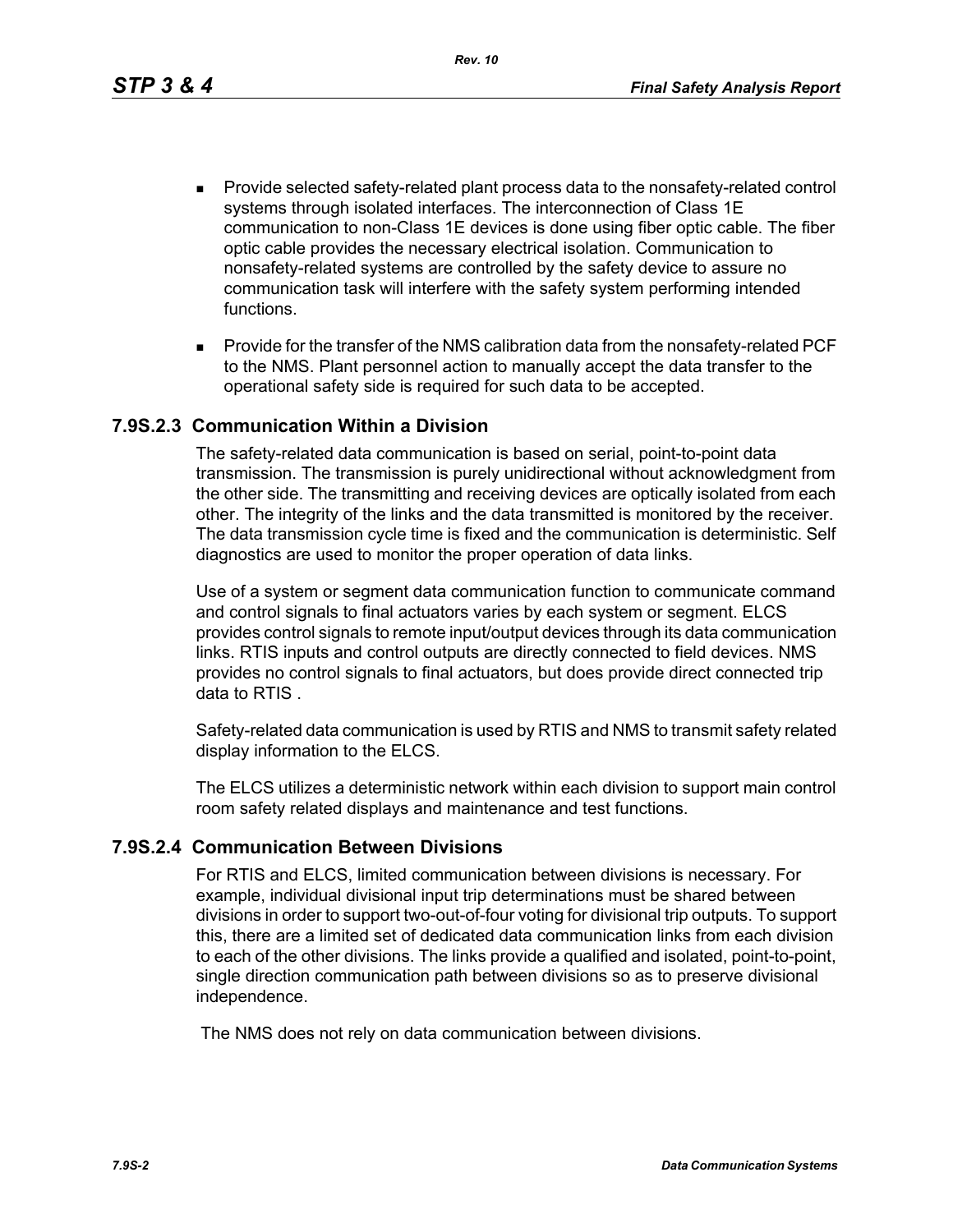- Provide selected safety-related plant process data to the nonsafety-related control systems through isolated interfaces. The interconnection of Class 1E communication to non-Class 1E devices is done using fiber optic cable. The fiber optic cable provides the necessary electrical isolation. Communication to nonsafety-related systems are controlled by the safety device to assure no communication task will interfere with the safety system performing intended functions.
- Provide for the transfer of the NMS calibration data from the nonsafety-related PCF to the NMS. Plant personnel action to manually accept the data transfer to the operational safety side is required for such data to be accepted.

### 7.9S.2.3 Communication Within a Division

The safety-related data communication is based on serial, point-to-point data transmission. The transmission is purely unidirectional without acknowledgment from the other side. The transmitting and receiving devices are optically isolated from each other. The integrity of the links and the data transmitted is monitored by the receiver. The data transmission cycle time is fixed and the communication is deterministic. Self diagnostics are used to monitor the proper operation of data links.

Use of a system or segment data communication function to communicate command and control signals to final actuators varies by each system or segment. ELCS provides control signals to remote input/output devices through its data communication links. RTIS inputs and control outputs are directly connected to field devices. NMS provides no control signals to final actuators, but does provide direct connected trip data to RTIS .

Safety-related data communication is used by RTIS and NMS to transmit safety related display information to the ELCS.

The ELCS utilizes a deterministic network within each division to support main control room safety related displays and maintenance and test functions.

### 7.9S.2.4 Communication Between Divisions

For RTIS and ELCS, limited communication between divisions is necessary. For example, individual divisional input trip determinations must be shared between divisions in order to support two-out-of-four voting for divisional trip outputs. To support this, there are a limited set of dedicated data communication links from each division to each of the other divisions. The links provide a qualified and isolated, point-to-point, single direction communication path between divisions so as to preserve divisional independence.

The NMS does not rely on data communication between divisions.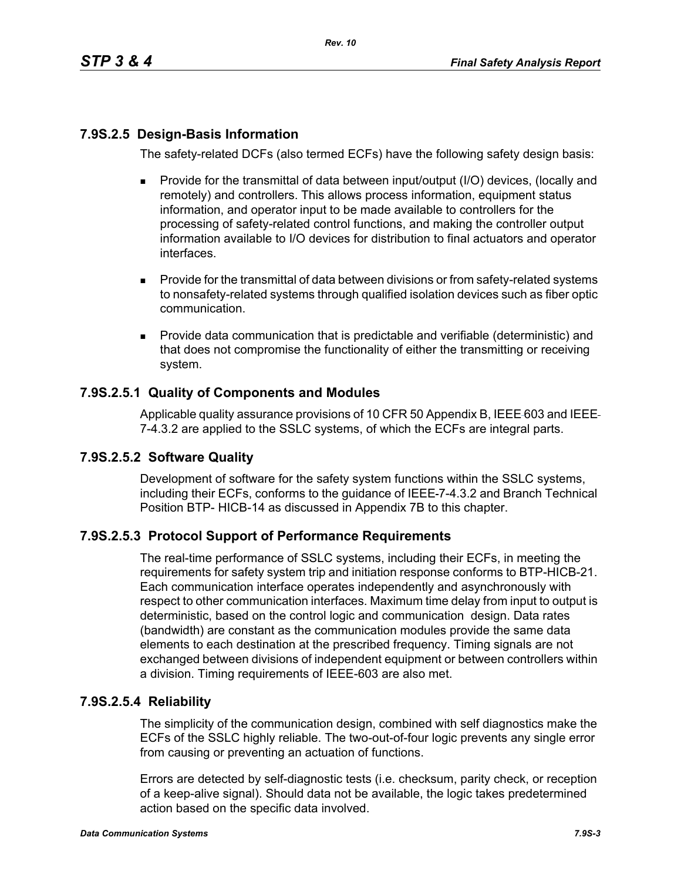## 7.9S.2.5 Design-Basis Information

The safety-related DCFs (also termed ECFs) have the following safety design basis:

- Provide for the transmittal of data between input/output (I/O) devices, (locally and remotely) and controllers. This allows process information, equipment status information, and operator input to be made available to controllers for the processing of safety-related control functions, and making the controller output information available to I/O devices for distribution to final actuators and operator interfaces.
- Provide for the transmittal of data between divisions or from safety-related systems to nonsafety-related systems through qualified isolation devices such as fiber optic communication.
- Provide data communication that is predictable and verifiable (deterministic) and that does not compromise the functionality of either the transmitting or receiving system.

### 7.9S.2.5.1 Quality of Components and Modules

Applicable quality assurance provisions of 10 CFR 50 Appendix B, IEEE-603 and IEEE-7-4.3.2 are applied to the SSLC systems, of which the ECFs are integral parts.

### 7.9S.2.5.2 Software Quality

Development of software for the safety system functions within the SSLC systems, including their ECFs, conforms to the guidance of IEEE-7-4.3.2 and Branch Technical Position BTP- HICB-14 as discussed in Appendix 7B to this chapter.

### 7.9S.2.5.3 Protocol Support of Performance Requirements

The real-time performance of SSLC systems, including their ECFs, in meeting the requirements for safety system trip and initiation response conforms to BTP-HICB-21. Each communication interface operates independently and asynchronously with respect to other communication interfaces. Maximum time delay from input to output is deterministic, based on the control logic and communication design. Data rates (bandwidth) are constant as the communication modules provide the same data elements to each destination at the prescribed frequency. Timing signals are not exchanged between divisions of independent equipment or between controllers within a division. Timing requirements of IEEE-603 are also met.

### 7.9S.2.5.4 Reliability

The simplicity of the communication design, combined with self diagnostics make the ECFs of the SSLC highly reliable. The two-out-of-four logic prevents any single error from causing or preventing an actuation of functions.

Errors are detected by self-diagnostic tests (i.e. checksum, parity check, or reception of a keep-alive signal). Should data not be available, the logic takes predetermined action based on the specific data involved.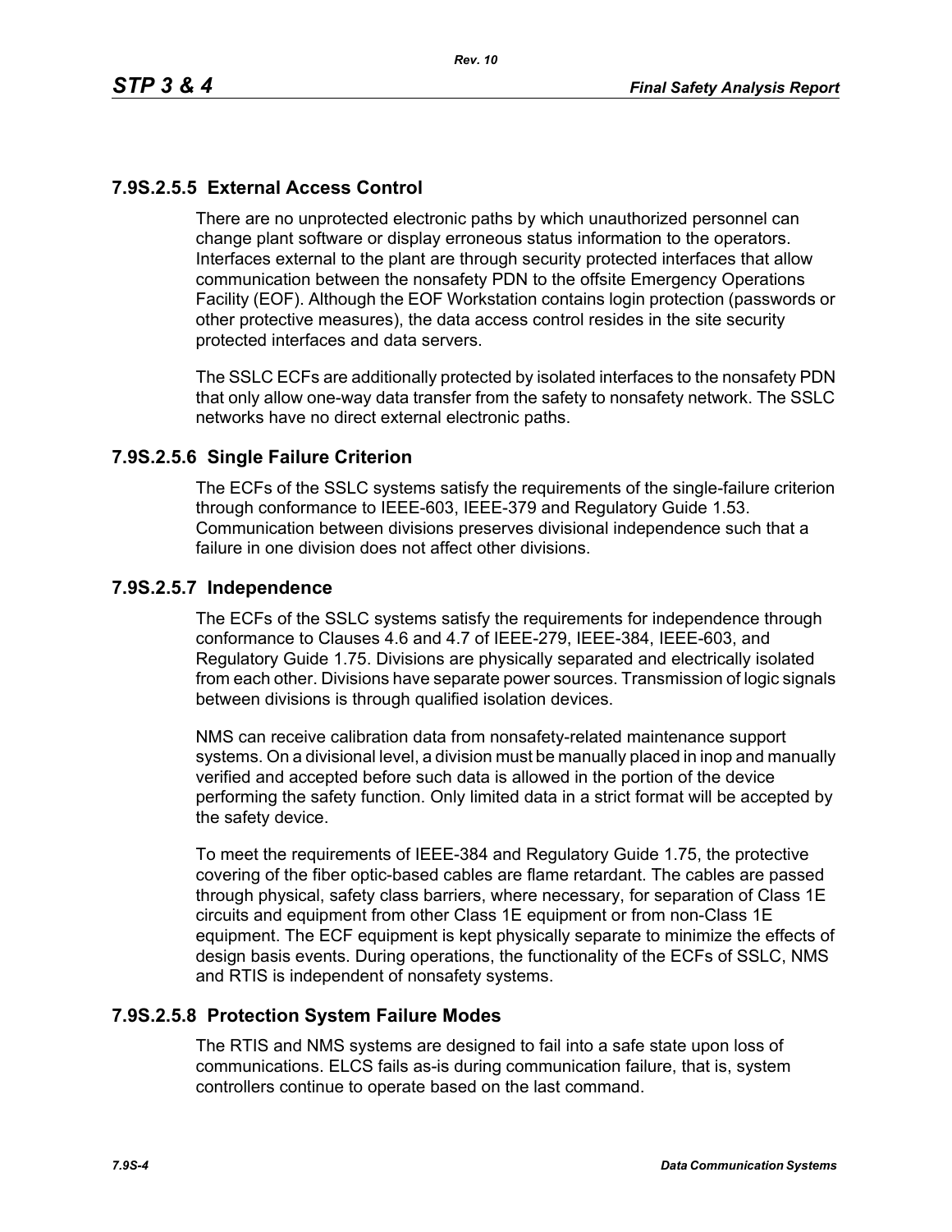### 7.9S.2.5.5 External Access Control

There are no unprotected electronic paths by which unauthorized personnel can change plant software or display erroneous status information to the operators. Interfaces external to the plant are through security protected interfaces that allow communication between the nonsafety PDN to the offsite Emergency Operations Facility (EOF). Although the EOF Workstation contains login protection (passwords or other protective measures), the data access control resides in the site security protected interfaces and data servers.

The SSLC ECFs are additionally protected by isolated interfaces to the nonsafety PDN that only allow one-way data transfer from the safety to nonsafety network. The SSLC networks have no direct external electronic paths.

### 7.9S.2.5.6 Single Failure Criterion

The ECFs of the SSLC systems satisfy the requirements of the single-failure criterion through conformance to IEEE-603, IEEE-379 and Regulatory Guide 1.53. Communication between divisions preserves divisional independence such that a failure in one division does not affect other divisions.

### 7.9S.2.5.7 Independence

The ECFs of the SSLC systems satisfy the requirements for independence through conformance to Clauses 4.6 and 4.7 of IEEE-279, IEEE-384, IEEE-603, and Regulatory Guide 1.75. Divisions are physically separated and electrically isolated from each other. Divisions have separate power sources. Transmission of logic signals between divisions is through qualified isolation devices.

NMS can receive calibration data from nonsafety-related maintenance support systems. On a divisional level, a division must be manually placed in inop and manually verified and accepted before such data is allowed in the portion of the device performing the safety function. Only limited data in a strict format will be accepted by the safety device.

To meet the requirements of IEEE-384 and Regulatory Guide 1.75, the protective covering of the fiber optic-based cables are flame retardant. The cables are passed through physical, safety class barriers, where necessary, for separation of Class 1E circuits and equipment from other Class 1E equipment or from non-Class 1E equipment. The ECF equipment is kept physically separate to minimize the effects of design basis events. During operations, the functionality of the ECFs of SSLC, NMS and RTIS is independent of nonsafety systems.

### 7.9S.2.5.8 Protection System Failure Modes

The RTIS and NMS systems are designed to fail into a safe state upon loss of communications. ELCS fails as-is during communication failure, that is, system controllers continue to operate based on the last command.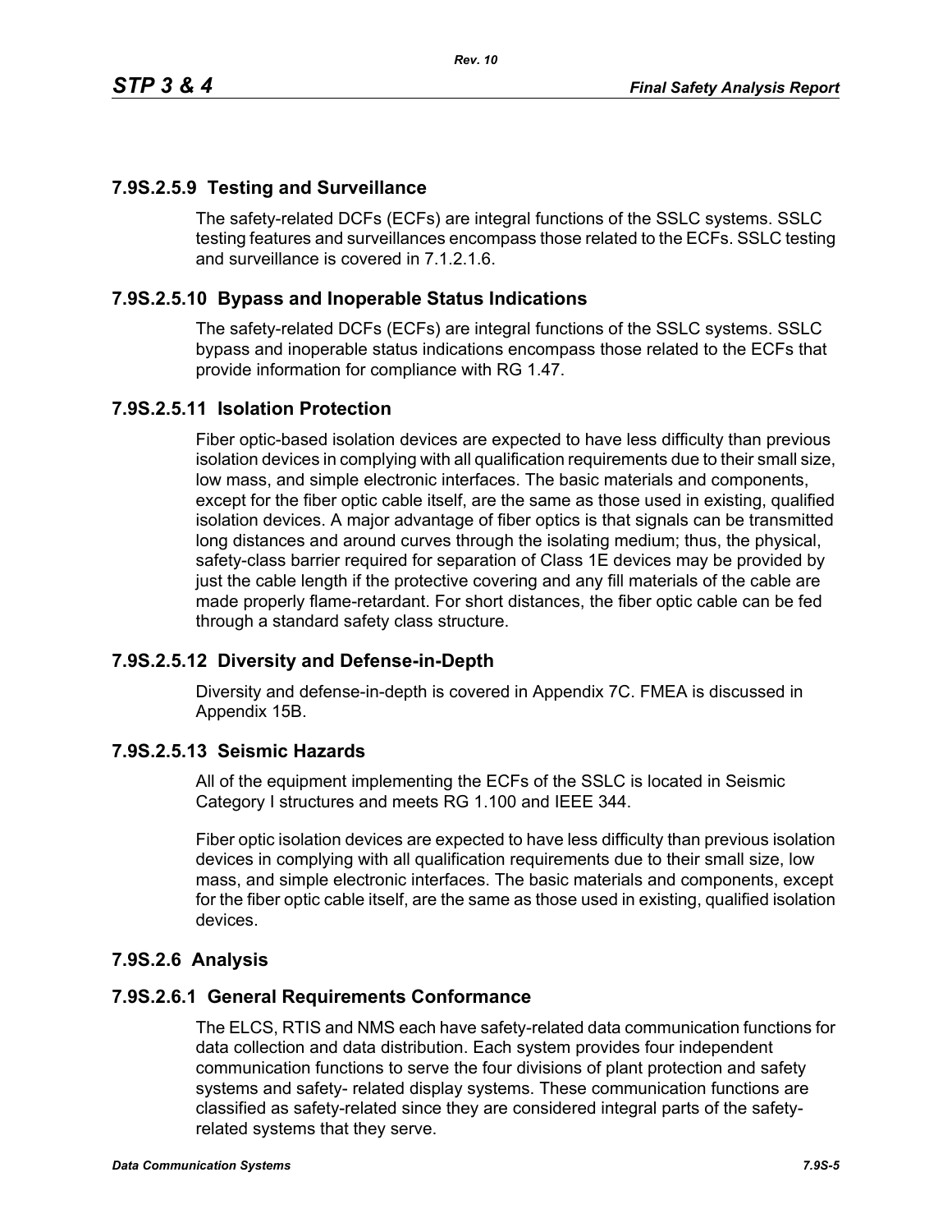### 7.9S.2.5.9 Testing and Surveillance

The safety-related DCFs (ECFs) are integral functions of the SSLC systems. SSLC testing features and surveillances encompass those related to the ECFs. SSLC testing and surveillance is covered in 7.1.2.1.6.

### 7.9S.2.5.10 Bypass and Inoperable Status Indications

The safety-related DCFs (ECFs) are integral functions of the SSLC systems. SSLC bypass and inoperable status indications encompass those related to the ECFs that provide information for compliance with RG 1.47.

### 7.9S.2.5.11 Isolation Protection

Fiber optic-based isolation devices are expected to have less difficulty than previous isolation devices in complying with all qualification requirements due to their small size, low mass, and simple electronic interfaces. The basic materials and components, except for the fiber optic cable itself, are the same as those used in existing, qualified isolation devices. A major advantage of fiber optics is that signals can be transmitted long distances and around curves through the isolating medium; thus, the physical, safety-class barrier required for separation of Class 1E devices may be provided by just the cable length if the protective covering and any fill materials of the cable are made properly flame-retardant. For short distances, the fiber optic cable can be fed through a standard safety class structure.

### 7.9S.2.5.12 Diversity and Defense-in-Depth

Diversity and defense-in-depth is covered in Appendix 7C. FMEA is discussed in Appendix 15B.

### 7.9S.2.5.13 Seismic Hazards

All of the equipment implementing the ECFs of the SSLC is located in Seismic Category I structures and meets RG 1.100 and IEEE 344.

Fiber optic isolation devices are expected to have less difficulty than previous isolation devices in complying with all qualification requirements due to their small size, low mass, and simple electronic interfaces. The basic materials and components, except for the fiber optic cable itself, are the same as those used in existing, qualified isolation devices.

## 7.9S.2.6 Analysis

### 7.9S.2.6.1 General Requirements Conformance

The ELCS, RTIS and NMS each have safety-related data communication functions for data collection and data distribution. Each system provides four independent communication functions to serve the four divisions of plant protection and safety systems and safety- related display systems. These communication functions are classified as safety-related since they are considered integral parts of the safety-related systems that they serve.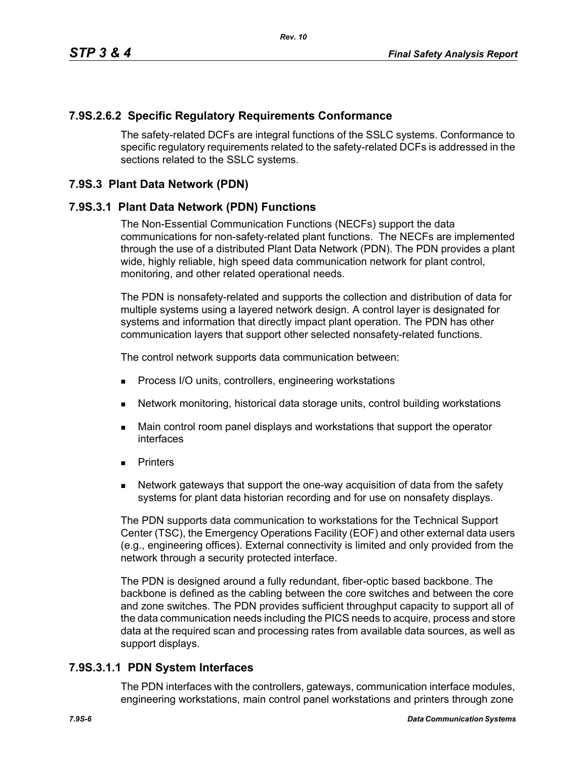### 7.9S.2.6.2 Specific Regulatory Requirements Conformance

The safety-related DCFs are integral functions of the SSLC systems. Conformance to specific regulatory requirements related to the safety-related DCFs is addressed in the sections related to the SSLC systems.

## 7.9S.3 Plant Data Network (PDN)

### 7.9S.3.1 Plant Data Network (PDN) Functions

The Non-Essential Communication Functions (NECFs) support the data communications for non-safety-related plant functions. The NECFs are implemented through the use of a distributed Plant Data Network (PDN). The PDN provides a plant wide, highly reliable, high speed data communication network for plant control, monitoring, and other related operational needs.

The PDN is nonsafety-related and supports the collection and distribution of data for multiple systems using a layered network design. A control layer is designated for systems and information that directly impact plant operation. The PDN has other communication layers that support other selected nonsafety-related functions.

The control network supports data communication between:

- Process I/O units, controllers, engineering workstations
- Network monitoring, historical data storage units, control building workstations
- Main control room panel displays and workstations that support the operator interfaces
- Printers
- Network gateways that support the one-way acquisition of data from the safety systems for plant data historian recording and for use on nonsafety displays.

The PDN supports data communication to workstations for the Technical Support Center (TSC), the Emergency Operations Facility (EOF) and other external data users (e.g., engineering offices). External connectivity is limited and only provided from the network through a security protected interface.

The PDN is designed around a fully redundant, fiber-optic based backbone. The backbone is defined as the cabling between the core switches and between the core and zone switches. The PDN provides sufficient throughput capacity to support all of the data communication needs including the PICS needs to acquire, process and store data at the required scan and processing rates from available data sources, as well as support displays.

### 7.9S.3.1.1 PDN System Interfaces

The PDN interfaces with the controllers, gateways, communication interface modules, engineering workstations, main control panel workstations and printers through zone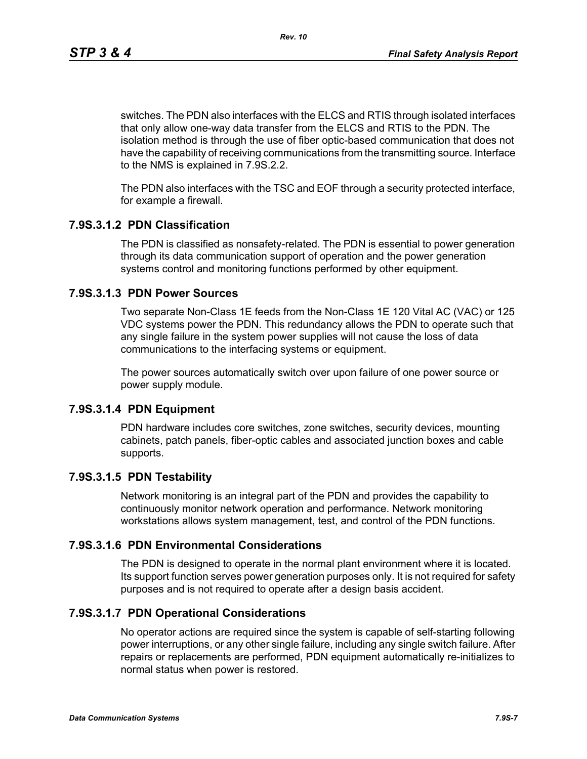switches. The PDN also interfaces with the ELCS and RTIS through isolated interfaces that only allow one-way data transfer from the ELCS and RTIS to the PDN. The isolation method is through the use of fiber optic-based communication that does not have the capability of receiving communications from the transmitting source. Interface to the NMS is explained in 7.9S.2.2.

The PDN also interfaces with the TSC and EOF through a security protected interface, for example a firewall.

### 7.9S.3.1.2 PDN Classification

The PDN is classified as nonsafety-related. The PDN is essential to power generation through its data communication support of operation and the power generation systems control and monitoring functions performed by other equipment.

### 7.9S.3.1.3 PDN Power Sources

Two separate Non-Class 1E feeds from the Non-Class 1E 120 Vital AC (VAC) or 125 VDC systems power the PDN. This redundancy allows the PDN to operate such that any single failure in the system power supplies will not cause the loss of data communications to the interfacing systems or equipment.

The power sources automatically switch over upon failure of one power source or power supply module.

### 7.9S.3.1.4 PDN Equipment

PDN hardware includes core switches, zone switches, security devices, mounting cabinets, patch panels, fiber-optic cables and associated junction boxes and cable supports.

### 7.9S.3.1.5 PDN Testability

Network monitoring is an integral part of the PDN and provides the capability to continuously monitor network operation and performance. Network monitoring workstations allows system management, test, and control of the PDN functions.

### 7.9S.3.1.6 PDN Environmental Considerations

The PDN is designed to operate in the normal plant environment where it is located. Its support function serves power generation purposes only. It is not required for safety purposes and is not required to operate after a design basis accident.

### 7.9S.3.1.7 PDN Operational Considerations

No operator actions are required since the system is capable of self-starting following power interruptions, or any other single failure, including any single switch failure. After repairs or replacements are performed, PDN equipment automatically re-initializes to normal status when power is restored.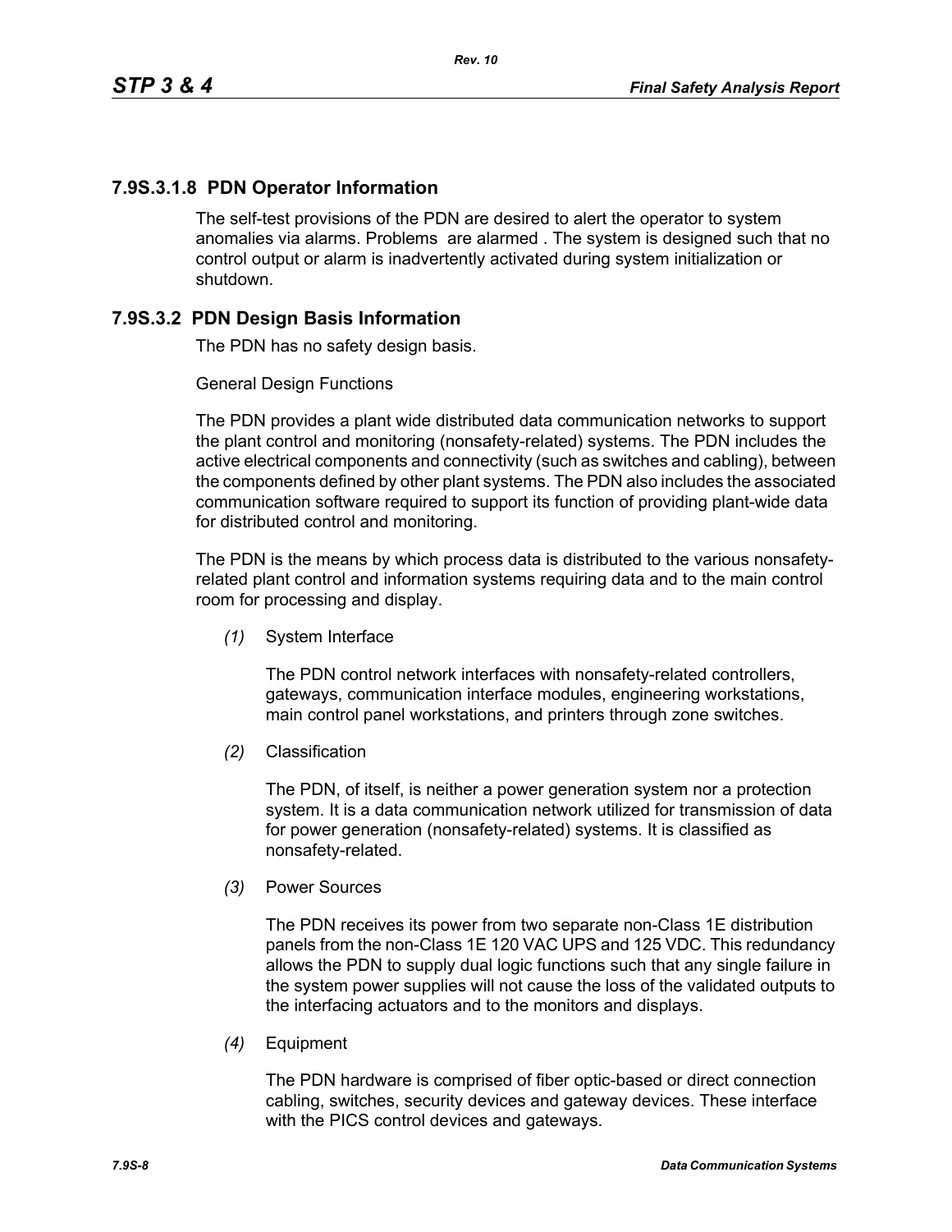### 7.9S.3.1.8 PDN Operator Information

The self-test provisions of the PDN are desired to alert the operator to system anomalies via alarms. Problems are alarmed . The system is designed such that no control output or alarm is inadvertently activated during system initialization or shutdown.

## 7.9S.3.2 PDN Design Basis Information

The PDN has no safety design basis.

General Design Functions

The PDN provides a plant wide distributed data communication networks to support the plant control and monitoring (nonsafety-related) systems. The PDN includes the active electrical components and connectivity (such as switches and cabling), between the components defined by other plant systems. The PDN also includes the associated communication software required to support its function of providing plant-wide data for distributed control and monitoring.

The PDN is the means by which process data is distributed to the various nonsafety-related plant control and information systems requiring data and to the main control room for processing and display.

*(1)* System Interface

The PDN control network interfaces with nonsafety-related controllers, gateways, communication interface modules, engineering workstations, main control panel workstations, and printers through zone switches.

*(2)* Classification

The PDN, of itself, is neither a power generation system nor a protection system. It is a data communication network utilized for transmission of data for power generation (nonsafety-related) systems. It is classified as nonsafety-related.

*(3)* Power Sources

The PDN receives its power from two separate non-Class 1E distribution panels from the non-Class 1E 120 VAC UPS and 125 VDC. This redundancy allows the PDN to supply dual logic functions such that any single failure in the system power supplies will not cause the loss of the validated outputs to the interfacing actuators and to the monitors and displays.

*(4)* Equipment

The PDN hardware is comprised of fiber optic-based or direct connection cabling, switches, security devices and gateway devices. These interface with the PICS control devices and gateways.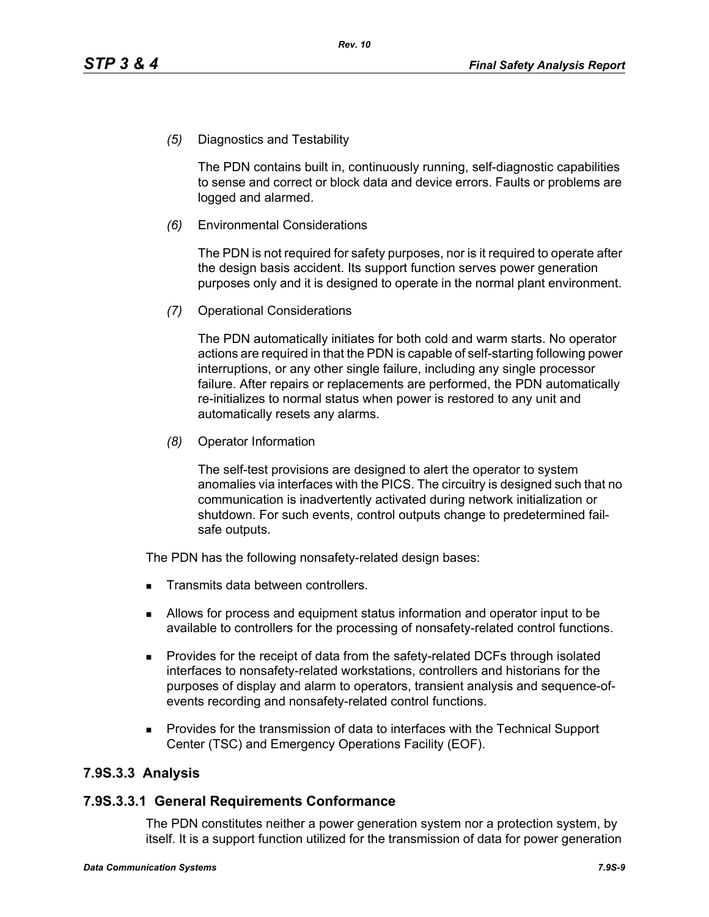*(5)* Diagnostics and Testability

The PDN contains built in, continuously running, self-diagnostic capabilities to sense and correct or block data and device errors. Faults or problems are logged and alarmed.

*(6)* Environmental Considerations

The PDN is not required for safety purposes, nor is it required to operate after the design basis accident. Its support function serves power generation purposes only and it is designed to operate in the normal plant environment.

*(7)* Operational Considerations

The PDN automatically initiates for both cold and warm starts. No operator actions are required in that the PDN is capable of self-starting following power interruptions, or any other single failure, including any single processor failure. After repairs or replacements are performed, the PDN automatically re-initializes to normal status when power is restored to any unit and automatically resets any alarms.

*(8)* Operator Information

The self-test provisions are designed to alert the operator to system anomalies via interfaces with the PICS. The circuitry is designed such that no communication is inadvertently activated during network initialization or shutdown. For such events, control outputs change to predetermined fail-safe outputs.

The PDN has the following nonsafety-related design bases:

- Transmits data between controllers.
- Allows for process and equipment status information and operator input to be available to controllers for the processing of nonsafety-related control functions.
- Provides for the receipt of data from the safety-related DCFs through isolated interfaces to nonsafety-related workstations, controllers and historians for the purposes of display and alarm to operators, transient analysis and sequence-of-events recording and nonsafety-related control functions.
- Provides for the transmission of data to interfaces with the Technical Support Center (TSC) and Emergency Operations Facility (EOF).

## 7.9S.3.3 Analysis

### 7.9S.3.3.1 General Requirements Conformance

The PDN constitutes neither a power generation system nor a protection system, by itself. It is a support function utilized for the transmission of data for power generation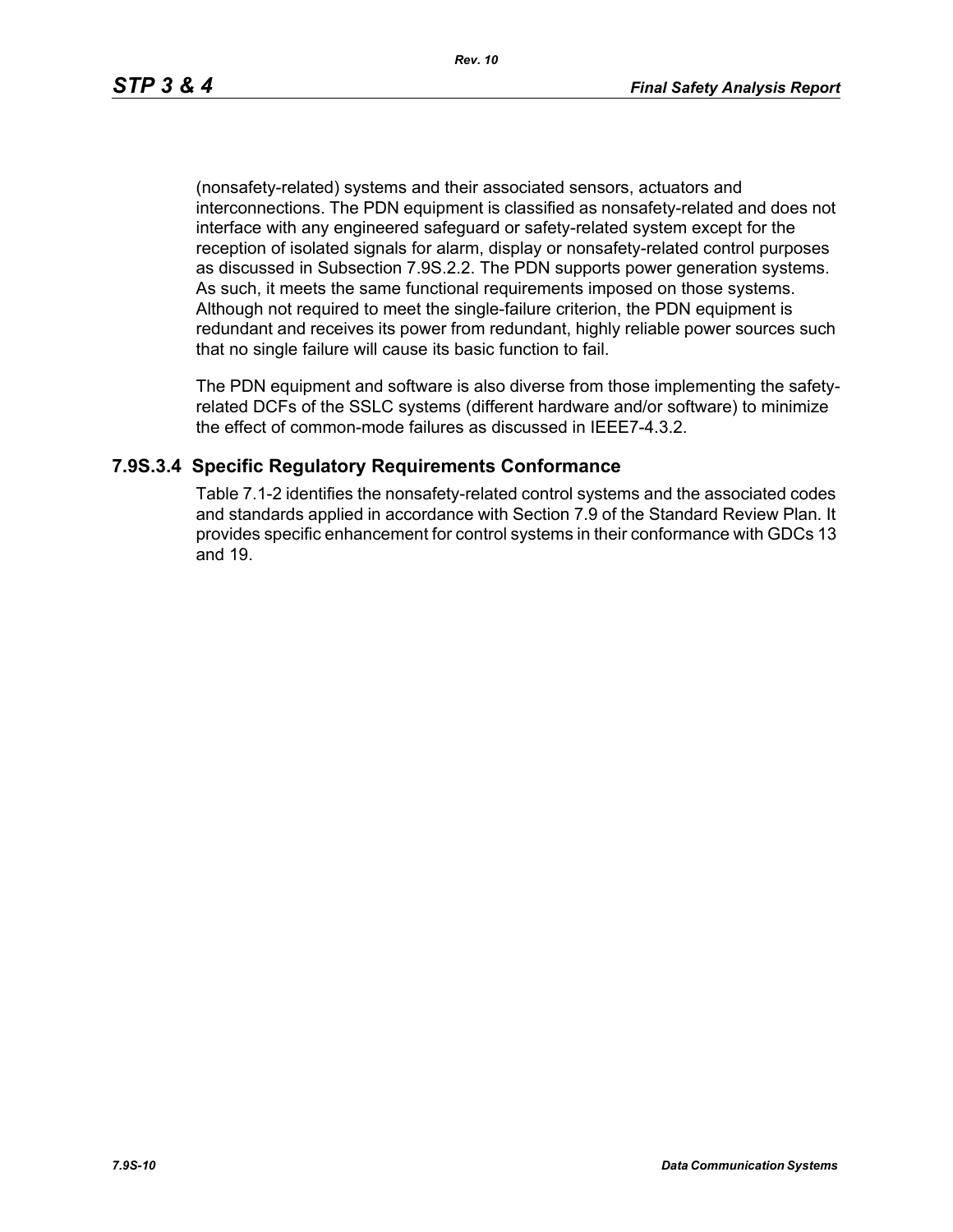(nonsafety-related) systems and their associated sensors, actuators and interconnections. The PDN equipment is classified as nonsafety-related and does not interface with any engineered safeguard or safety-related system except for the reception of isolated signals for alarm, display or nonsafety-related control purposes as discussed in Subsection 7.9S.2.2. The PDN supports power generation systems. As such, it meets the same functional requirements imposed on those systems. Although not required to meet the single-failure criterion, the PDN equipment is redundant and receives its power from redundant, highly reliable power sources such that no single failure will cause its basic function to fail.

The PDN equipment and software is also diverse from those implementing the safety-related DCFs of the SSLC systems (different hardware and/or software) to minimize the effect of common-mode failures as discussed in IEEE7-4.3.2.

### 7.9S.3.4 Specific Regulatory Requirements Conformance

Table 7.1-2 identifies the nonsafety-related control systems and the associated codes and standards applied in accordance with Section 7.9 of the Standard Review Plan. It provides specific enhancement for control systems in their conformance with GDCs 13 and 19.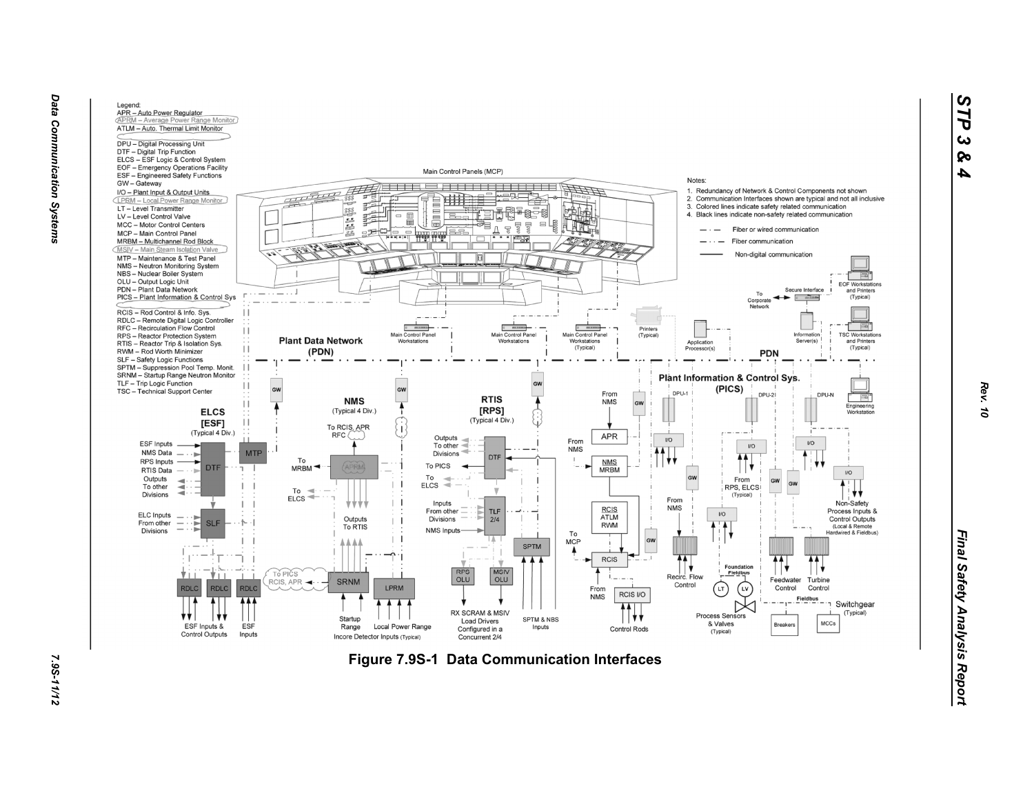Legend:

APR – Auto Power Regulator
APRM – Average Power Range Monitor
ATLM – Auto. Thermal Limit Monitor
DPU – Digital Processing Unit
DTF – Digital Trip Function
ELCS – ESF Logic & Control System
EOF – Emergency Operations Facility
ESF – Engineered Safety Functions
GW – Gateway
I/O – Plant Input & Output Units
LPRM – Local Power Range Monitor
LT – Level Transmitter
LV – Level Control Valve
MCC – Motor Control Centers
MCP – Main Control Panel
MRBM – Multichannel Rod Block
MSIV – Main Steam Isolation Valve
MTP – Maintenance & Test Panel
NMS – Neutron Monitoring System
NBS – Nuclear Boiler System
OLU – Output Logic Unit
PDN – Plant Data Network
PICS – Plant Information & Control Sys
RCIS – Rod Control & Info. Sys.
RDLC – Remote Digital Logic Controller
RFC – Recirculation Flow Control
RPS – Reactor Protection System
RTIS – Reactor Trip & Isolation Sys.
RWM – Rod Worth Minimizer
SLF – Safety Logic Functions
SPTM – Suppression Pool Temp. Monit.
SRNM – Startup Range Neutron Monitor
TLF – Trip Logic Function
TSC – Technical Support Center

Notes:

1. Redundancy of Network & Control Components not shown
2. Communication Interfaces shown are typical and not all inclusive
3. Colored lines indicate safety related communication
4. Black lines indicate non-safety related communication

Fiber or wired communication
Fiber communication
Non-digital communication

Main Control Panels (MCP)

Plant Data Network (PDN)

PDN

ELCS [ESF] (Typical 4 Div.)

ESF Inputs
NMS Data
RPS Inputs
RTIS Data
Outputs To other Divisions
ELC Inputs From other Divisions
DTF
SLF
MTP
GW
RDLC
RDLC
RDLC
ESF Inputs & Control Outputs
ESF Inputs

NMS (Typical 4 Div.)

To RCIS, APR RFC
To MRBM
To ELCS
APRM
Outputs To RTIS
To PICS RCIS, APR
SRNM
LPRM
GW
Startup Range
Local Power Range
Incore Detector Inputs (Typical)

RTIS [RPS] (Typical 4 Div.)

Outputs To other Divisions
To PICS
To ELCS
Inputs From other Divisions
NMS Inputs
DTF
TLF 2/4
GW
SPTM
RPS OLU
MSIV OLU
RX SCRAM & MSIV Load Drivers Configured in a Concurrent 2/4
SPTM & NBS Inputs

Main Control Panel Workstations
Main Control Panel Workstations
Main Control Panel Workstations (Typical)
Printers (Typical)
Application Processor(s)
To Corporate Network
Secure Interface
Information Server(s)
EOF Workstations and Printers (Typical)
TSC Workstations and Printers (Typical)
Engineering Workstation

Plant Information & Control Sys. (PICS)

From NMS
GW
APR
From NMS
NMS MRBM
RCIS ATLM RWM
To MCP
GW
RCIS
From NMS
RCIS I/O
Control Rods
DPU-1
DPU-2
DPU-N
I/O
I/O
I/O
I/O
I/O
GW
GW
GW
From NMS
From RPS, ELCS (Typical)
Non-Safety Process Inputs & Control Outputs (Local & Remote Hardwired & Fieldbus)
Recirc. Flow Control
Foundation Fieldbus
LT
LV
Process Sensors & Valves (Typical)
Feedwater Control
Turbine Control
Fieldbus
Switchgear (Typical)
Breakers
MCCs

**Figure 7.9S-1 Data Communication Interfaces**